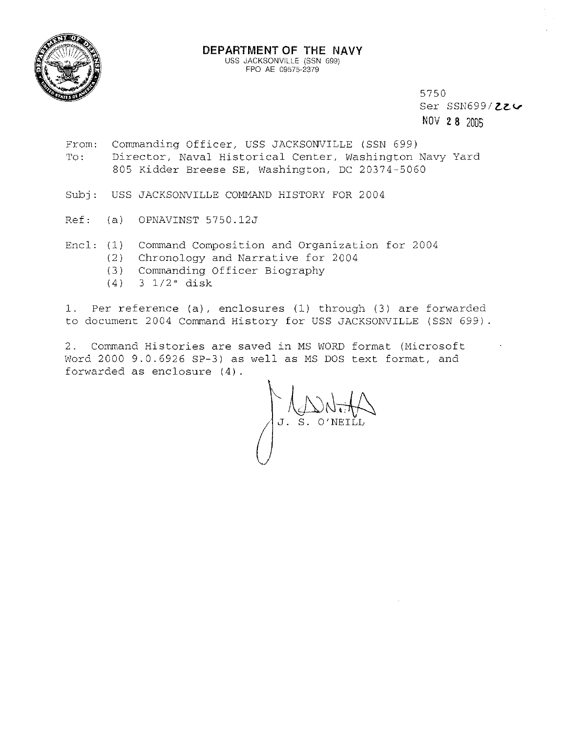**DEPARTMENT OF THE NAVY**
USS JACKSONVILLE (SSN 699)
FPO AE 09575-2379

5750
Ser SSN699/22u
NOV 28 2005

From: Commanding Officer, USS JACKSONVILLE (SSN 699)
To: Director, Naval Historical Center, Washington Navy Yard
805 Kidder Breese SE, Washington, DC 20374-5060

Subj: USS JACKSONVILLE COMMAND HISTORY FOR 2004

Ref: (a) OPNAVINST 5750.12J

Encl: (1) Command Composition and Organization for 2004
(2) Chronology and Narrative for 2004
(3) Commanding Officer Biography
(4) 3 1/2" disk

1. Per reference (a), enclosures (1) through (3) are forwarded to document 2004 Command History for USS JACKSONVILLE (SSN 699).

2. Command Histories are saved in MS WORD format (Microsoft Word 2000 9.0.6926 SP-3) as well as MS DOS text format, and forwarded as enclosure (4).

J. S. O'NEILL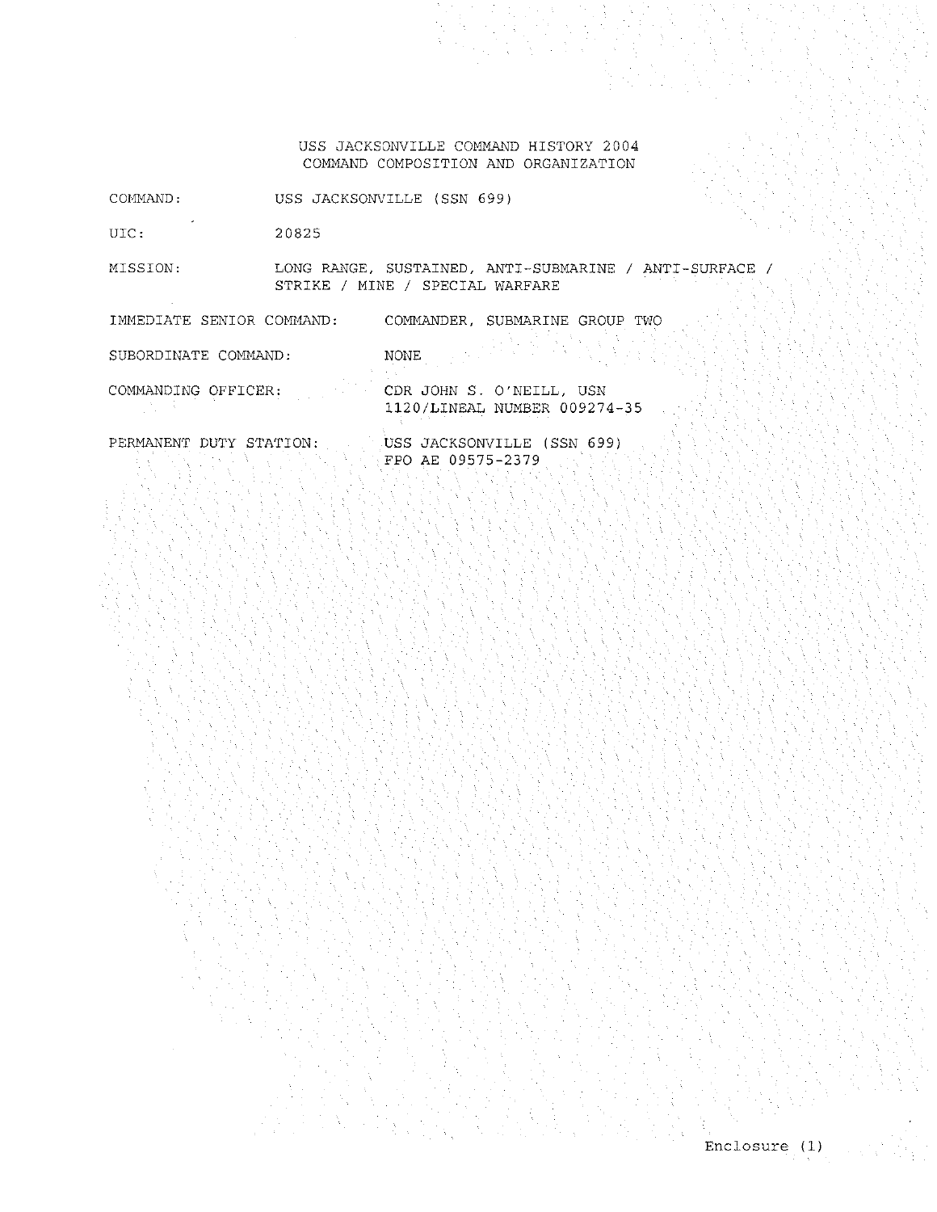# USS JACKSONVILLE COMMAND HISTORY 2004
## COMMAND COMPOSITION AND ORGANIZATION

COMMAND: USS JACKSONVILLE (SSN 699)

UIC: 20825

MISSION: LONG RANGE, SUSTAINED, ANTI-SUBMARINE / ANTI-SURFACE / STRIKE / MINE / SPECIAL WARFARE

IMMEDIATE SENIOR COMMAND: COMMANDER, SUBMARINE GROUP TWO

SUBORDINATE COMMAND: NONE

COMMANDING OFFICER: CDR JOHN S. O'NEILL, USN
1120/LINEAL NUMBER 009274-35

PERMANENT DUTY STATION: USS JACKSONVILLE (SSN 699)
FPO AE 09575-2379

Enclosure (1)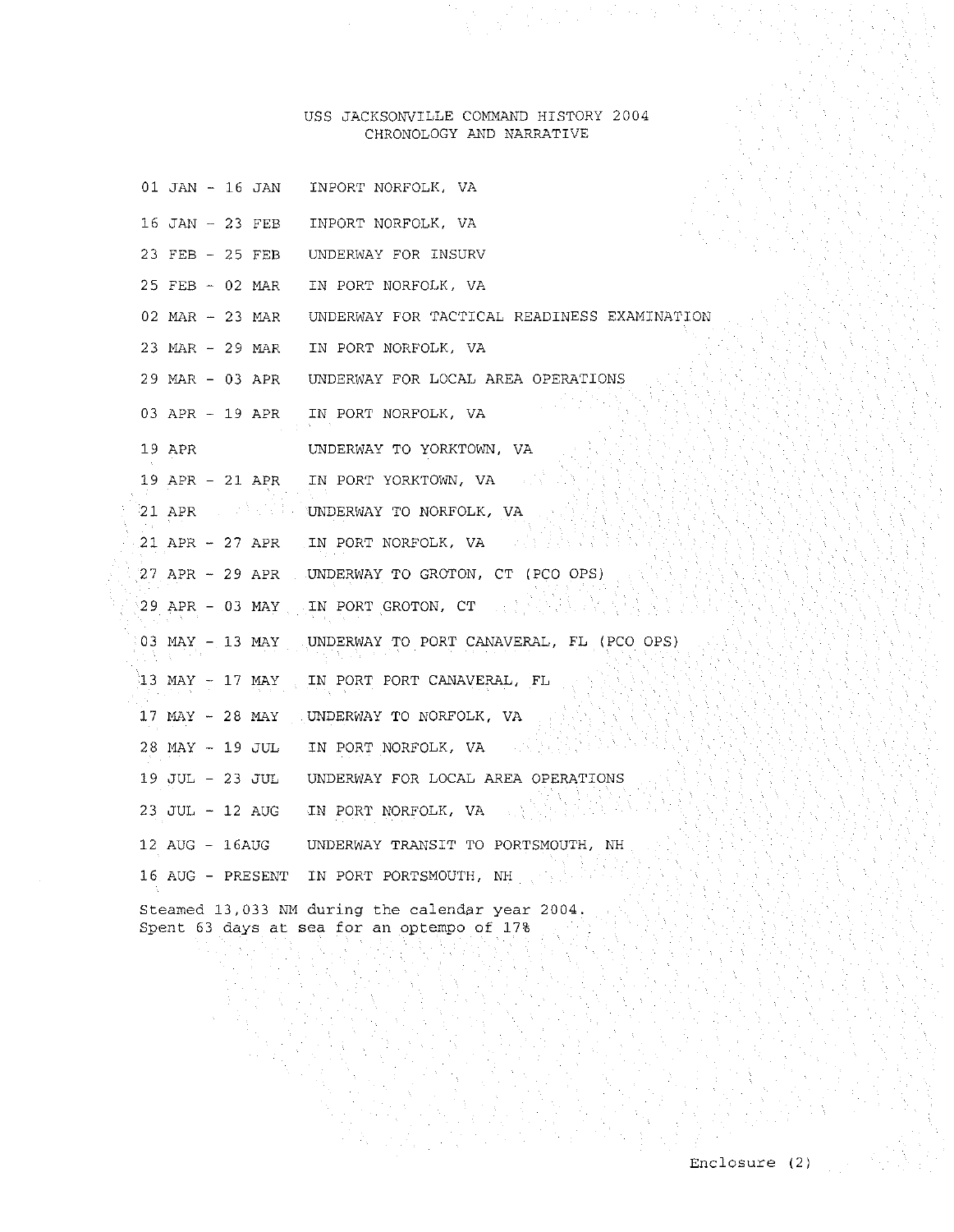# USS JACKSONVILLE COMMAND HISTORY 2004
## CHRONOLOGY AND NARRATIVE

| | |
|---|---|
| 01 JAN - 16 JAN | INPORT NORFOLK, VA |
| 16 JAN - 23 FEB | INPORT NORFOLK, VA |
| 23 FEB - 25 FEB | UNDERWAY FOR INSURV |
| 25 FEB - 02 MAR | IN PORT NORFOLK, VA |
| 02 MAR - 23 MAR | UNDERWAY FOR TACTICAL READINESS EXAMINATION |
| 23 MAR - 29 MAR | IN PORT NORFOLK, VA |
| 29 MAR - 03 APR | UNDERWAY FOR LOCAL AREA OPERATIONS |
| 03 APR - 19 APR | IN PORT NORFOLK, VA |
| 19 APR | UNDERWAY TO YORKTOWN, VA |
| 19 APR - 21 APR | IN PORT YORKTOWN, VA |
| 21 APR | UNDERWAY TO NORFOLK, VA |
| 21 APR - 27 APR | IN PORT NORFOLK, VA |
| 27 APR - 29 APR | UNDERWAY TO GROTON, CT (PCO OPS) |
| 29 APR - 03 MAY | IN PORT GROTON, CT |
| 03 MAY - 13 MAY | UNDERWAY TO PORT CANAVERAL, FL (PCO OPS) |
| 13 MAY - 17 MAY | IN PORT PORT CANAVERAL, FL |
| 17 MAY - 28 MAY | UNDERWAY TO NORFOLK, VA |
| 28 MAY - 19 JUL | IN PORT NORFOLK, VA |
| 19 JUL - 23 JUL | UNDERWAY FOR LOCAL AREA OPERATIONS |
| 23 JUL - 12 AUG | IN PORT NORFOLK, VA |
| 12 AUG - 16AUG | UNDERWAY TRANSIT TO PORTSMOUTH, NH |
| 16 AUG - PRESENT | IN PORT PORTSMOUTH, NH |

Steamed 13,033 NM during the calendar year 2004.
Spent 63 days at sea for an optempo of 17%

Enclosure (2)